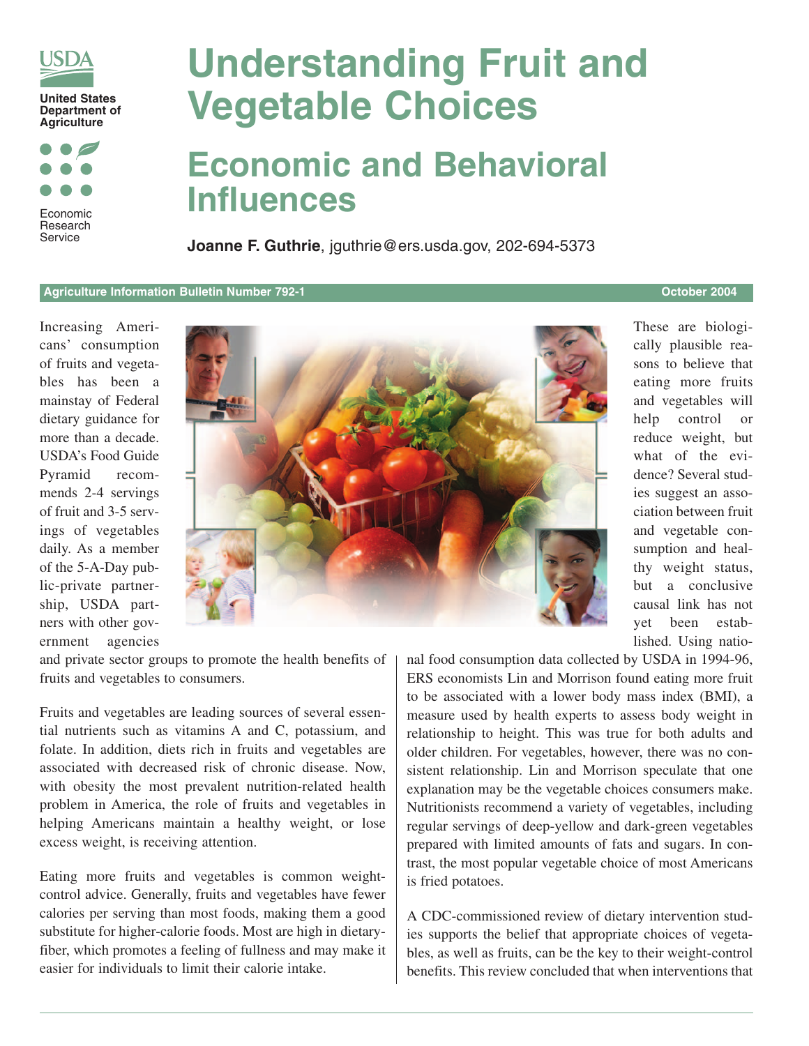United States Department of Agriculture

Economic Research Service

# Understanding Fruit and Vegetable Choices

## Economic and Behavioral Influences

**Joanne F. Guthrie**, jguthrie@ers.usda.gov, 202-694-5373

**Agriculture Information Bulletin Number 792-1** **October 2004**

Increasing Americans' consumption of fruits and vegetables has been a mainstay of Federal dietary guidance for more than a decade. USDA's Food Guide Pyramid recommends 2-4 servings of fruit and 3-5 servings of vegetables daily. As a member of the 5-A-Day public-private partnership, USDA partners with other government agencies and private sector groups to promote the health benefits of fruits and vegetables to consumers.

Fruits and vegetables are leading sources of several essential nutrients such as vitamins A and C, potassium, and folate. In addition, diets rich in fruits and vegetables are associated with decreased risk of chronic disease. Now, with obesity the most prevalent nutrition-related health problem in America, the role of fruits and vegetables in helping Americans maintain a healthy weight, or lose excess weight, is receiving attention.

Eating more fruits and vegetables is common weight-control advice. Generally, fruits and vegetables have fewer calories per serving than most foods, making them a good substitute for higher-calorie foods. Most are high in dietary fiber, which promotes a feeling of fullness and may make it easier for individuals to limit their calorie intake.

These are biologically plausible reasons to believe that eating more fruits and vegetables will help control or reduce weight, but what of the evidence? Several studies suggest an association between fruit and vegetable consumption and healthy weight status, but a conclusive causal link has not yet been established. Using national food consumption data collected by USDA in 1994-96, ERS economists Lin and Morrison found eating more fruit to be associated with a lower body mass index (BMI), a measure used by health experts to assess body weight in relationship to height. This was true for both adults and older children. For vegetables, however, there was no consistent relationship. Lin and Morrison speculate that one explanation may be the vegetable choices consumers make. Nutritionists recommend a variety of vegetables, including regular servings of deep-yellow and dark-green vegetables prepared with limited amounts of fats and sugars. In contrast, the most popular vegetable choice of most Americans is fried potatoes.

A CDC-commissioned review of dietary intervention studies supports the belief that appropriate choices of vegetables, as well as fruits, can be the key to their weight-control benefits. This review concluded that when interventions that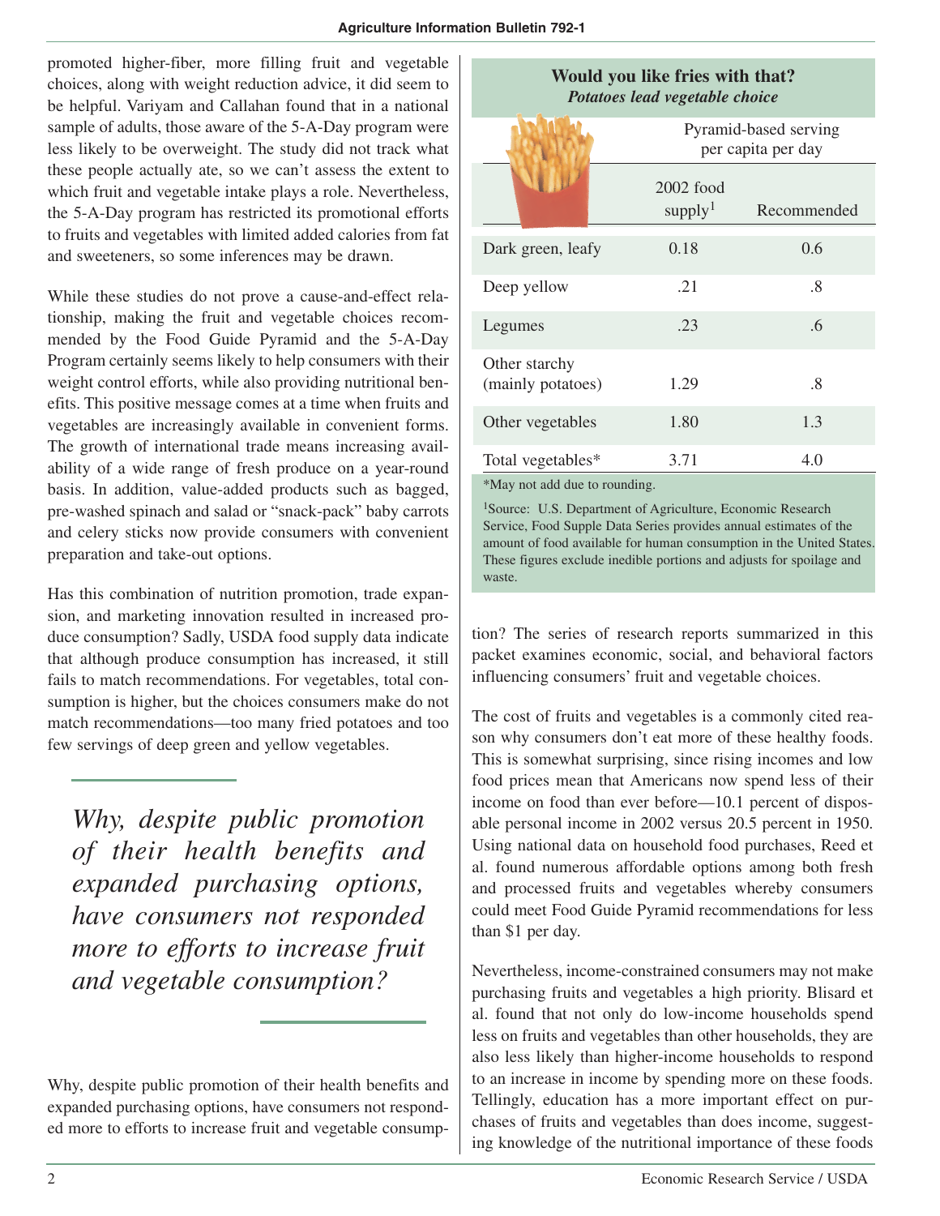promoted higher-fiber, more filling fruit and vegetable choices, along with weight reduction advice, it did seem to be helpful. Variyam and Callahan found that in a national sample of adults, those aware of the 5-A-Day program were less likely to be overweight. The study did not track what these people actually ate, so we can't assess the extent to which fruit and vegetable intake plays a role. Nevertheless, the 5-A-Day program has restricted its promotional efforts to fruits and vegetables with limited added calories from fat and sweeteners, so some inferences may be drawn.

While these studies do not prove a cause-and-effect relationship, making the fruit and vegetable choices recommended by the Food Guide Pyramid and the 5-A-Day Program certainly seems likely to help consumers with their weight control efforts, while also providing nutritional benefits. This positive message comes at a time when fruits and vegetables are increasingly available in convenient forms. The growth of international trade means increasing availability of a wide range of fresh produce on a year-round basis. In addition, value-added products such as bagged, pre-washed spinach and salad or "snack-pack" baby carrots and celery sticks now provide consumers with convenient preparation and take-out options.

Has this combination of nutrition promotion, trade expansion, and marketing innovation resulted in increased produce consumption? Sadly, USDA food supply data indicate that although produce consumption has increased, it still fails to match recommendations. For vegetables, total consumption is higher, but the choices consumers make do not match recommendations—too many fried potatoes and too few servings of deep green and yellow vegetables.

> *Why, despite public promotion of their health benefits and expanded purchasing options, have consumers not responded more to efforts to increase fruit and vegetable consumption?*

**Would you like fries with that?**
***Potatoes lead vegetable choice***

| | Pyramid-based serving per capita per day | |
|---|---|---|
| | 2002 food supply[1] | Recommended |
| Dark green, leafy | 0.18 | 0.6 |
| Deep yellow | .21 | .8 |
| Legumes | .23 | .6 |
| Other starchy (mainly potatoes) | 1.29 | .8 |
| Other vegetables | 1.80 | 1.3 |
| Total vegetables* | 3.71 | 4.0 |

*May not add due to rounding.

[1]Source: U.S. Department of Agriculture, Economic Research Service, Food Supple Data Series provides annual estimates of the amount of food available for human consumption in the United States. These figures exclude inedible portions and adjusts for spoilage and waste.

Why, despite public promotion of their health benefits and expanded purchasing options, have consumers not responded more to efforts to increase fruit and vegetable consumption? The series of research reports summarized in this packet examines economic, social, and behavioral factors influencing consumers' fruit and vegetable choices.

The cost of fruits and vegetables is a commonly cited reason why consumers don't eat more of these healthy foods. This is somewhat surprising, since rising incomes and low food prices mean that Americans now spend less of their income on food than ever before—10.1 percent of disposable personal income in 2002 versus 20.5 percent in 1950. Using national data on household food purchases, Reed et al. found numerous affordable options among both fresh and processed fruits and vegetables whereby consumers could meet Food Guide Pyramid recommendations for less than $1 per day.

Nevertheless, income-constrained consumers may not make purchasing fruits and vegetables a high priority. Blisard et al. found that not only do low-income households spend less on fruits and vegetables than other households, they are also less likely than higher-income households to respond to an increase in income by spending more on these foods. Tellingly, education has a more important effect on purchases of fruits and vegetables than does income, suggesting knowledge of the nutritional importance of these foods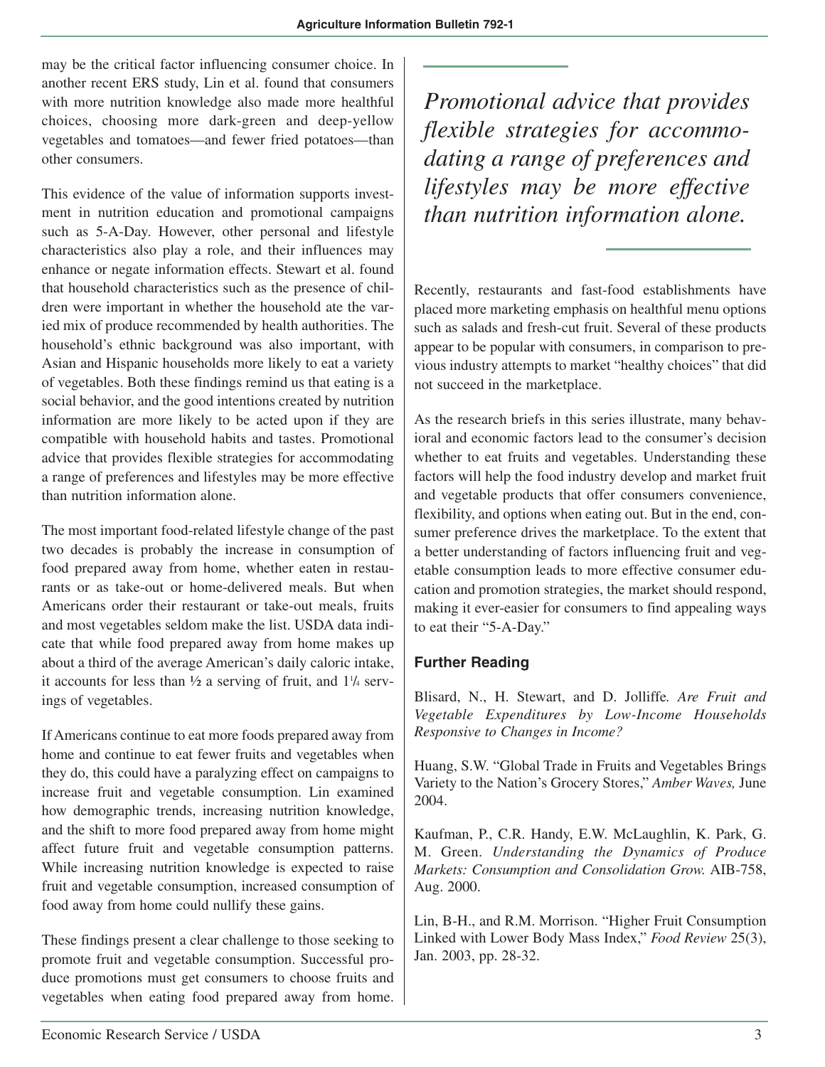may be the critical factor influencing consumer choice. In another recent ERS study, Lin et al. found that consumers with more nutrition knowledge also made more healthful choices, choosing more dark-green and deep-yellow vegetables and tomatoes—and fewer fried potatoes—than other consumers.

This evidence of the value of information supports investment in nutrition education and promotional campaigns such as 5-A-Day. However, other personal and lifestyle characteristics also play a role, and their influences may enhance or negate information effects. Stewart et al. found that household characteristics such as the presence of children were important in whether the household ate the varied mix of produce recommended by health authorities. The household's ethnic background was also important, with Asian and Hispanic households more likely to eat a variety of vegetables. Both these findings remind us that eating is a social behavior, and the good intentions created by nutrition information are more likely to be acted upon if they are compatible with household habits and tastes. Promotional advice that provides flexible strategies for accommodating a range of preferences and lifestyles may be more effective than nutrition information alone.

The most important food-related lifestyle change of the past two decades is probably the increase in consumption of food prepared away from home, whether eaten in restaurants or as take-out or home-delivered meals. But when Americans order their restaurant or take-out meals, fruits and most vegetables seldom make the list. USDA data indicate that while food prepared away from home makes up about a third of the average American's daily caloric intake, it accounts for less than ½ a serving of fruit, and 1¼ servings of vegetables.

If Americans continue to eat more foods prepared away from home and continue to eat fewer fruits and vegetables when they do, this could have a paralyzing effect on campaigns to increase fruit and vegetable consumption. Lin examined how demographic trends, increasing nutrition knowledge, and the shift to more food prepared away from home might affect future fruit and vegetable consumption patterns. While increasing nutrition knowledge is expected to raise fruit and vegetable consumption, increased consumption of food away from home could nullify these gains.

These findings present a clear challenge to those seeking to promote fruit and vegetable consumption. Successful produce promotions must get consumers to choose fruits and vegetables when eating food prepared away from home.

*Promotional advice that provides flexible strategies for accommodating a range of preferences and lifestyles may be more effective than nutrition information alone.*

Recently, restaurants and fast-food establishments have placed more marketing emphasis on healthful menu options such as salads and fresh-cut fruit. Several of these products appear to be popular with consumers, in comparison to previous industry attempts to market "healthy choices" that did not succeed in the marketplace.

As the research briefs in this series illustrate, many behavioral and economic factors lead to the consumer's decision whether to eat fruits and vegetables. Understanding these factors will help the food industry develop and market fruit and vegetable products that offer consumers convenience, flexibility, and options when eating out. But in the end, consumer preference drives the marketplace. To the extent that a better understanding of factors influencing fruit and vegetable consumption leads to more effective consumer education and promotion strategies, the market should respond, making it ever-easier for consumers to find appealing ways to eat their "5-A-Day."

## Further Reading

Blisard, N., H. Stewart, and D. Jolliffe. *Are Fruit and Vegetable Expenditures by Low-Income Households Responsive to Changes in Income?*

Huang, S.W. "Global Trade in Fruits and Vegetables Brings Variety to the Nation's Grocery Stores," *Amber Waves,* June 2004.

Kaufman, P., C.R. Handy, E.W. McLaughlin, K. Park, G. M. Green. *Understanding the Dynamics of Produce Markets: Consumption and Consolidation Grow.* AIB-758, Aug. 2000.

Lin, B-H., and R.M. Morrison. "Higher Fruit Consumption Linked with Lower Body Mass Index," *Food Review* 25(3), Jan. 2003, pp. 28-32.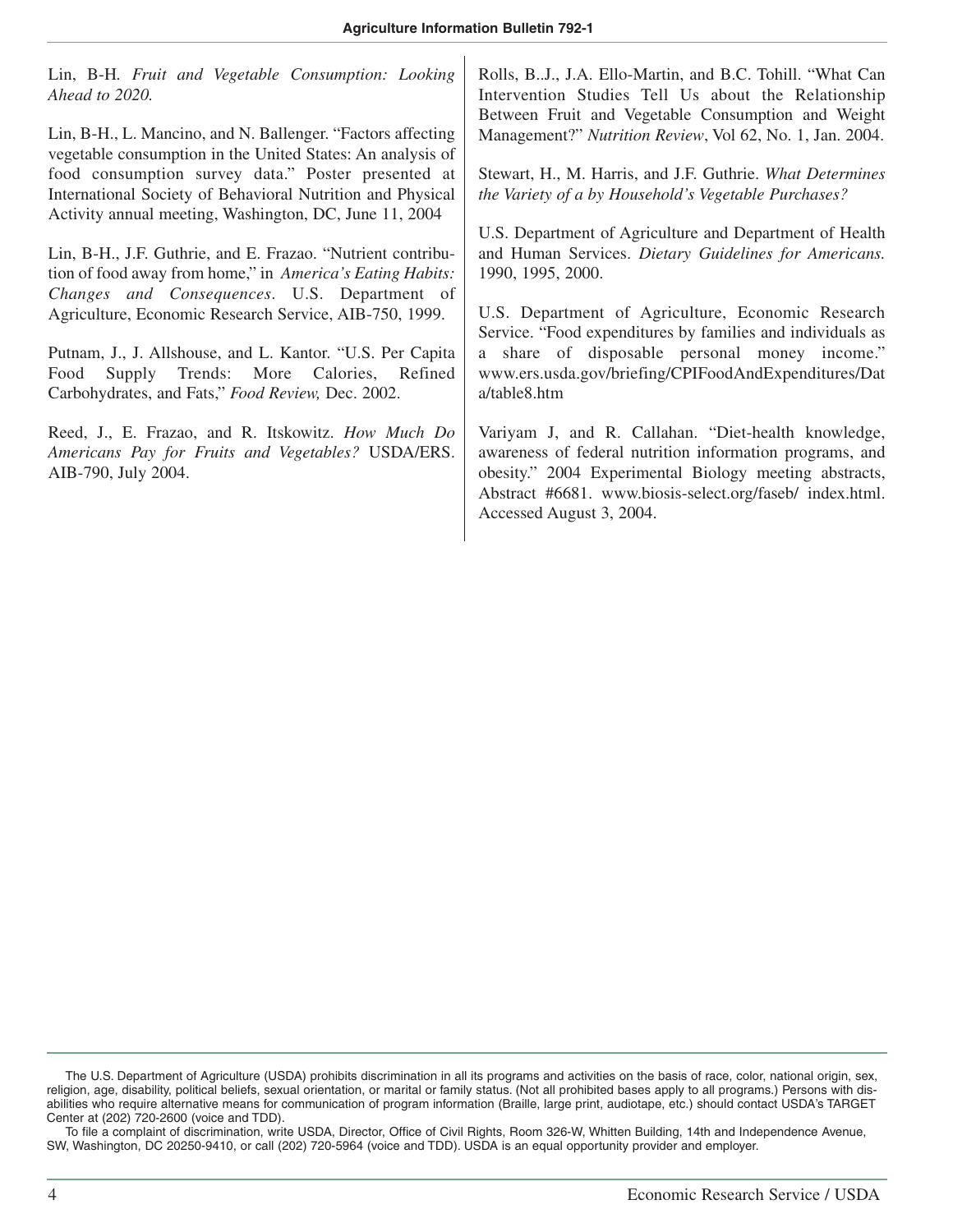Lin, B-H. *Fruit and Vegetable Consumption: Looking Ahead to 2020.*

Lin, B-H., L. Mancino, and N. Ballenger. "Factors affecting vegetable consumption in the United States: An analysis of food consumption survey data." Poster presented at International Society of Behavioral Nutrition and Physical Activity annual meeting, Washington, DC, June 11, 2004

Lin, B-H., J.F. Guthrie, and E. Frazao. "Nutrient contribution of food away from home," in *America's Eating Habits: Changes and Consequences*. U.S. Department of Agriculture, Economic Research Service, AIB-750, 1999.

Putnam, J., J. Allshouse, and L. Kantor. "U.S. Per Capita Food Supply Trends: More Calories, Refined Carbohydrates, and Fats," *Food Review,* Dec. 2002.

Reed, J., E. Frazao, and R. Itskowitz. *How Much Do Americans Pay for Fruits and Vegetables?* USDA/ERS. AIB-790, July 2004.

Rolls, B..J., J.A. Ello-Martin, and B.C. Tohill. "What Can Intervention Studies Tell Us about the Relationship Between Fruit and Vegetable Consumption and Weight Management?" *Nutrition Review*, Vol 62, No. 1, Jan. 2004.

Stewart, H., M. Harris, and J.F. Guthrie. *What Determines the Variety of a by Household's Vegetable Purchases?*

U.S. Department of Agriculture and Department of Health and Human Services. *Dietary Guidelines for Americans.* 1990, 1995, 2000.

U.S. Department of Agriculture, Economic Research Service. "Food expenditures by families and individuals as a share of disposable personal money income." www.ers.usda.gov/briefing/CPIFoodAndExpenditures/Data/table8.htm

Variyam J, and R. Callahan. "Diet-health knowledge, awareness of federal nutrition information programs, and obesity." 2004 Experimental Biology meeting abstracts, Abstract #6681. www.biosis-select.org/faseb/ index.html. Accessed August 3, 2004.

The U.S. Department of Agriculture (USDA) prohibits discrimination in all its programs and activities on the basis of race, color, national origin, sex, religion, age, disability, political beliefs, sexual orientation, or marital or family status. (Not all prohibited bases apply to all programs.) Persons with disabilities who require alternative means for communication of program information (Braille, large print, audiotape, etc.) should contact USDA's TARGET Center at (202) 720-2600 (voice and TDD).

To file a complaint of discrimination, write USDA, Director, Office of Civil Rights, Room 326-W, Whitten Building, 14th and Independence Avenue, SW, Washington, DC 20250-9410, or call (202) 720-5964 (voice and TDD). USDA is an equal opportunity provider and employer.